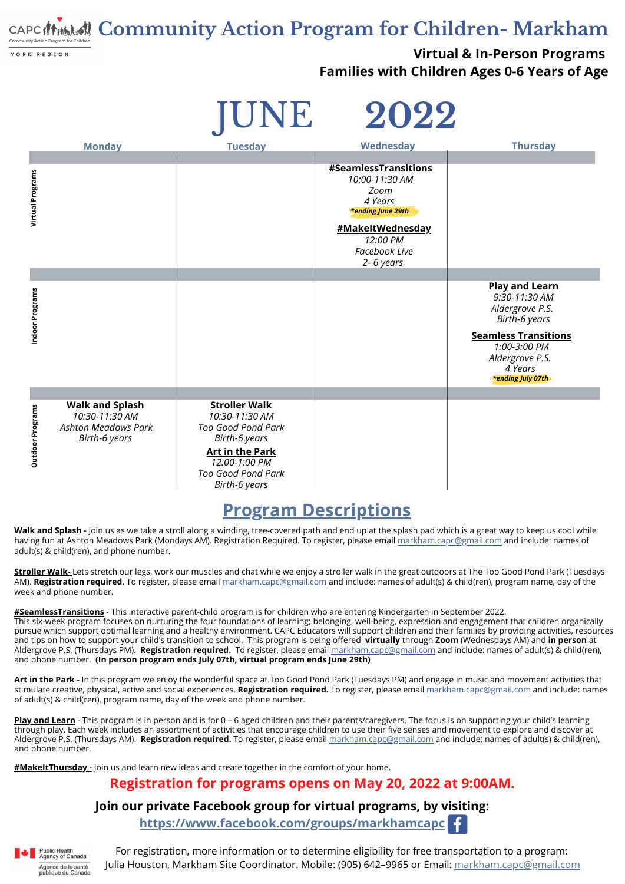# Community Action Program for Children- Markham

CAPC Community Action Program for Children YORK REGION

**Virtual & In-Person Programs**
**Families with Children Ages 0-6 Years of Age**

## JUNE 2022

| | Monday | Tuesday | Wednesday | Thursday |
|---|---|---|---|---|
| **Virtual Programs** | | | **#SeamlessTransitions** *10:00-11:30 AM Zoom 4 Years* ***ending June 29th** **#MakeItWednesday** *12:00 PM Facebook Live 2- 6 years* | |
| **Indoor Programs** | | | | **Play and Learn** *9:30-11:30 AM Aldergrove P.S. Birth-6 years* **Seamless Transitions** *1:00-3:00 PM Aldergrove P.S. 4 Years* ***ending July 07th** |
| **Outdoor Programs** | **Walk and Splash** *10:30-11:30 AM Ashton Meadows Park Birth-6 years* | **Stroller Walk** *10:30-11:30 AM Too Good Pond Park Birth-6 years* **Art in the Park** *12:00-1:00 PM Too Good Pond Park Birth-6 years* | | |

## Program Descriptions

**Walk and Splash -** Join us as we take a stroll along a winding, tree-covered path and end up at the splash pad which is a great way to keep us cool while having fun at Ashton Meadows Park (Mondays AM). Registration Required. To register, please email markham.capc@gmail.com and include: names of adult(s) & child(ren), and phone number.

**Stroller Walk-** Lets stretch our legs, work our muscles and chat while we enjoy a stroller walk in the great outdoors at The Too Good Pond Park (Tuesdays AM). **Registration required**. To register, please email markham.capc@gmail.com and include: names of adult(s) & child(ren), program name, day of the week and phone number.

**#SeamlessTransitions** - This interactive parent-child program is for children who are entering Kindergarten in September 2022.
This six-week program focuses on nurturing the four foundations of learning; belonging, well-being, expression and engagement that children organically pursue which support optimal learning and a healthy environment. CAPC Educators will support children and their families by providing activities, resources and tips on how to support your child's transition to school. This program is being offered **virtually** through **Zoom** (Wednesdays AM) and **in person** at Aldergrove P.S. (Thursdays PM). **Registration required.** To register, please email markham.capc@gmail.com and include: names of adult(s) & child(ren), and phone number. **(In person program ends July 07th, virtual program ends June 29th)**

**Art in the Park -** In this program we enjoy the wonderful space at Too Good Pond Park (Tuesdays PM) and engage in music and movement activities that stimulate creative, physical, active and social experiences. **Registration required.** To register, please email markham.capc@gmail.com and include: names of adult(s) & child(ren), program name, day of the week and phone number.

**Play and Learn** - This program is in person and is for 0 – 6 aged children and their parents/caregivers. The focus is on supporting your child's learning through play. Each week includes an assortment of activities that encourage children to use their five senses and movement to explore and discover at Aldergrove P.S. (Thursdays AM). **Registration required.** To register, please email markham.capc@gmail.com and include: names of adult(s) & child(ren), and phone number.

**#MakeItThursday -** Join us and learn new ideas and create together in the comfort of your home.

**Registration for programs opens on May 20, 2022 at 9:00AM.**

**Join our private Facebook group for virtual programs, by visiting:**
**https://www.facebook.com/groups/markhamcapc**

Public Health Agency of Canada / Agence de la santé publique du Canada

For registration, more information or to determine eligibility for free transportation to a program:
Julia Houston, Markham Site Coordinator. Mobile: (905) 642–9965 or Email: markham.capc@gmail.com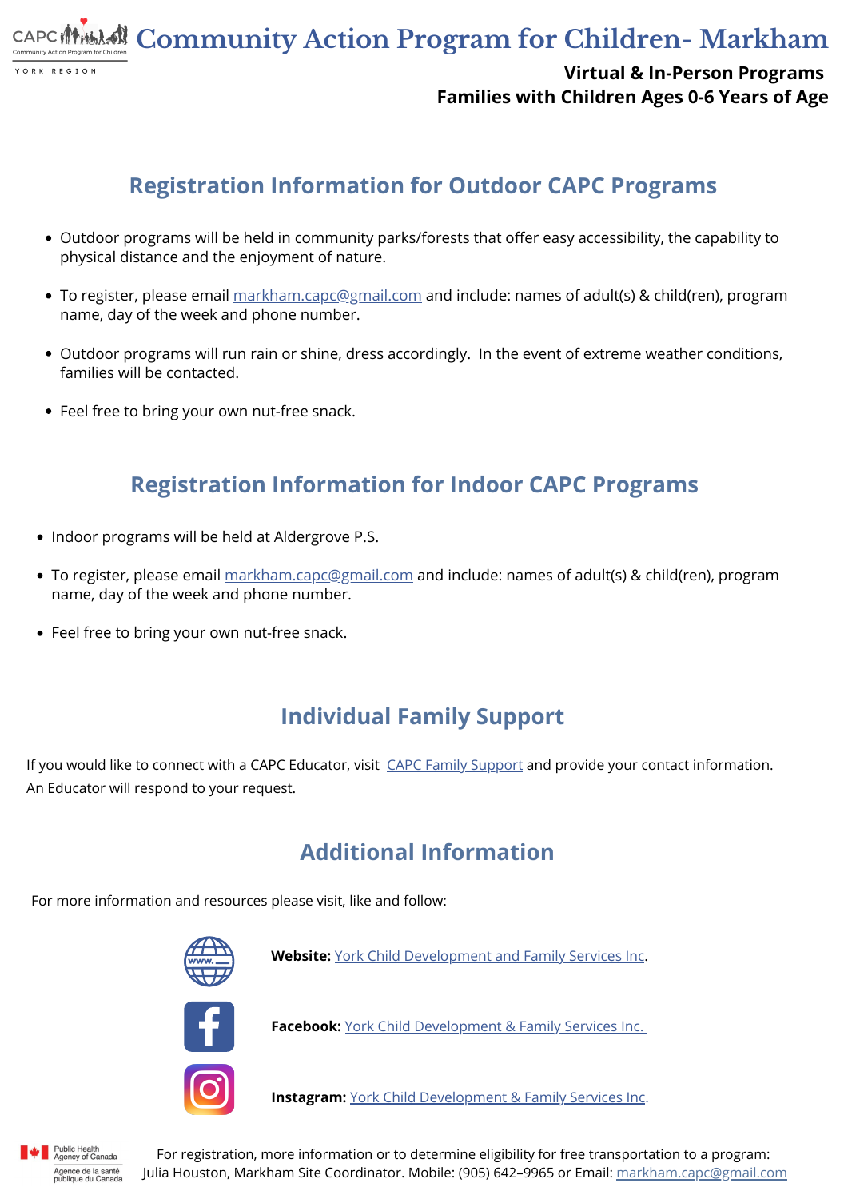# Community Action Program for Children- Markham

**Virtual & In-Person Programs**
**Families with Children Ages 0-6 Years of Age**

## Registration Information for Outdoor CAPC Programs

- Outdoor programs will be held in community parks/forests that offer easy accessibility, the capability to physical distance and the enjoyment of nature.
- To register, please email markham.capc@gmail.com and include: names of adult(s) & child(ren), program name, day of the week and phone number.
- Outdoor programs will run rain or shine, dress accordingly. In the event of extreme weather conditions, families will be contacted.
- Feel free to bring your own nut-free snack.

## Registration Information for Indoor CAPC Programs

- Indoor programs will be held at Aldergrove P.S.
- To register, please email markham.capc@gmail.com and include: names of adult(s) & child(ren), program name, day of the week and phone number.
- Feel free to bring your own nut-free snack.

## Individual Family Support

If you would like to connect with a CAPC Educator, visit CAPC Family Support and provide your contact information. An Educator will respond to your request.

## Additional Information

For more information and resources please visit, like and follow:

**Website:** York Child Development and Family Services Inc.

**Facebook:** York Child Development & Family Services Inc.

**Instagram:** York Child Development & Family Services Inc.

For registration, more information or to determine eligibility for free transportation to a program: Julia Houston, Markham Site Coordinator. Mobile: (905) 642–9965 or Email: markham.capc@gmail.com